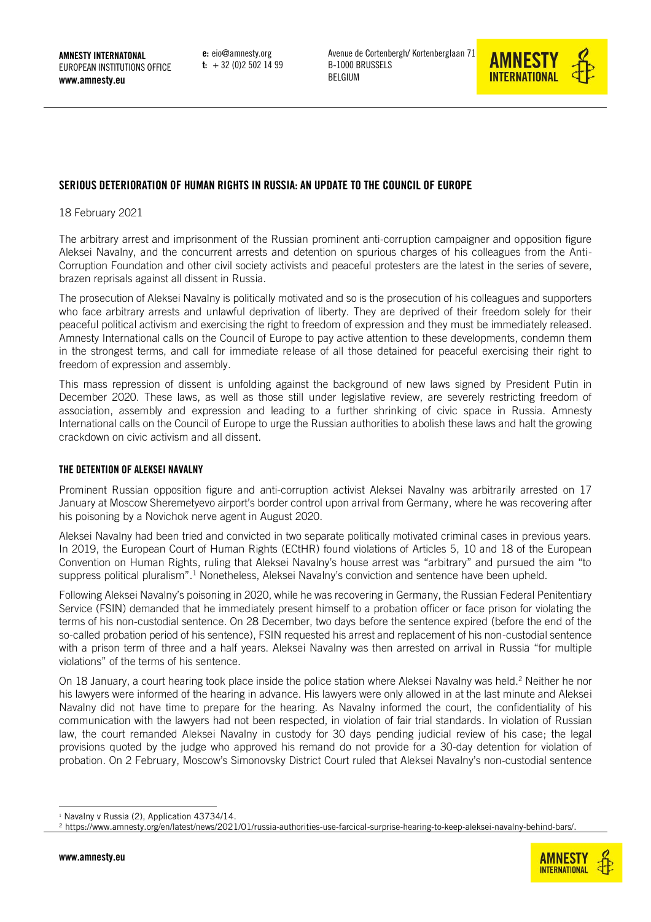AMNESTY INTERNATONAL
EUROPEAN INSTITUTIONS OFFICE
www.amnesty.eu

e: eio@amnesty.org
t: + 32 (0)2 502 14 99

Avenue de Cortenbergh/ Kortenberglaan 71
B-1000 BRUSSELS
BELGIUM

# SERIOUS DETERIORATION OF HUMAN RIGHTS IN RUSSIA: AN UPDATE TO THE COUNCIL OF EUROPE

18 February 2021

The arbitrary arrest and imprisonment of the Russian prominent anti-corruption campaigner and opposition figure Aleksei Navalny, and the concurrent arrests and detention on spurious charges of his colleagues from the Anti-Corruption Foundation and other civil society activists and peaceful protesters are the latest in the series of severe, brazen reprisals against all dissent in Russia.

The prosecution of Aleksei Navalny is politically motivated and so is the prosecution of his colleagues and supporters who face arbitrary arrests and unlawful deprivation of liberty. They are deprived of their freedom solely for their peaceful political activism and exercising the right to freedom of expression and they must be immediately released. Amnesty International calls on the Council of Europe to pay active attention to these developments, condemn them in the strongest terms, and call for immediate release of all those detained for peaceful exercising their right to freedom of expression and assembly.

This mass repression of dissent is unfolding against the background of new laws signed by President Putin in December 2020. These laws, as well as those still under legislative review, are severely restricting freedom of association, assembly and expression and leading to a further shrinking of civic space in Russia. Amnesty International calls on the Council of Europe to urge the Russian authorities to abolish these laws and halt the growing crackdown on civic activism and all dissent.

## THE DETENTION OF ALEKSEI NAVALNY

Prominent Russian opposition figure and anti-corruption activist Aleksei Navalny was arbitrarily arrested on 17 January at Moscow Sheremetyevo airport's border control upon arrival from Germany, where he was recovering after his poisoning by a Novichok nerve agent in August 2020.

Aleksei Navalny had been tried and convicted in two separate politically motivated criminal cases in previous years. In 2019, the European Court of Human Rights (ECtHR) found violations of Articles 5, 10 and 18 of the European Convention on Human Rights, ruling that Aleksei Navalny's house arrest was "arbitrary" and pursued the aim "to suppress political pluralism".[1] Nonetheless, Aleksei Navalny's conviction and sentence have been upheld.

Following Aleksei Navalny's poisoning in 2020, while he was recovering in Germany, the Russian Federal Penitentiary Service (FSIN) demanded that he immediately present himself to a probation officer or face prison for violating the terms of his non-custodial sentence. On 28 December, two days before the sentence expired (before the end of the so-called probation period of his sentence), FSIN requested his arrest and replacement of his non-custodial sentence with a prison term of three and a half years. Aleksei Navalny was then arrested on arrival in Russia "for multiple violations" of the terms of his sentence.

On 18 January, a court hearing took place inside the police station where Aleksei Navalny was held.[2] Neither he nor his lawyers were informed of the hearing in advance. His lawyers were only allowed in at the last minute and Aleksei Navalny did not have time to prepare for the hearing. As Navalny informed the court, the confidentiality of his communication with the lawyers had not been respected, in violation of fair trial standards. In violation of Russian law, the court remanded Aleksei Navalny in custody for 30 days pending judicial review of his case; the legal provisions quoted by the judge who approved his remand do not provide for a 30-day detention for violation of probation. On 2 February, Moscow's Simonovsky District Court ruled that Aleksei Navalny's non-custodial sentence

[1] Navalny v Russia (2), Application 43734/14.

[2] https://www.amnesty.org/en/latest/news/2021/01/russia-authorities-use-farcical-surprise-hearing-to-keep-aleksei-navalny-behind-bars/.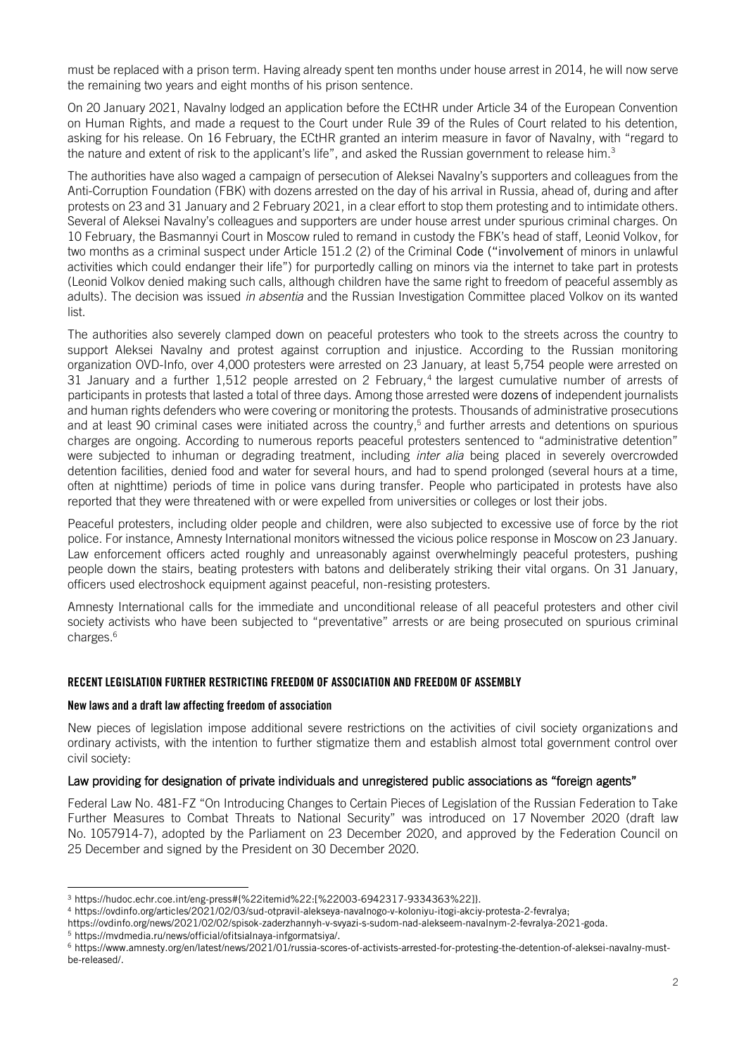must be replaced with a prison term. Having already spent ten months under house arrest in 2014, he will now serve the remaining two years and eight months of his prison sentence.

On 20 January 2021, Navalny lodged an application before the ECtHR under Article 34 of the European Convention on Human Rights, and made a request to the Court under Rule 39 of the Rules of Court related to his detention, asking for his release. On 16 February, the ECtHR granted an interim measure in favor of Navalny, with "regard to the nature and extent of risk to the applicant's life", and asked the Russian government to release him.[3]

The authorities have also waged a campaign of persecution of Aleksei Navalny's supporters and colleagues from the Anti-Corruption Foundation (FBK) with dozens arrested on the day of his arrival in Russia, ahead of, during and after protests on 23 and 31 January and 2 February 2021, in a clear effort to stop them protesting and to intimidate others. Several of Aleksei Navalny's colleagues and supporters are under house arrest under spurious criminal charges. On 10 February, the Basmannyi Court in Moscow ruled to remand in custody the FBK's head of staff, Leonid Volkov, for two months as a criminal suspect under Article 151.2 (2) of the Criminal Code ("involvement of minors in unlawful activities which could endanger their life") for purportedly calling on minors via the internet to take part in protests (Leonid Volkov denied making such calls, although children have the same right to freedom of peaceful assembly as adults). The decision was issued *in absentia* and the Russian Investigation Committee placed Volkov on its wanted list.

The authorities also severely clamped down on peaceful protesters who took to the streets across the country to support Aleksei Navalny and protest against corruption and injustice. According to the Russian monitoring organization OVD-Info, over 4,000 protesters were arrested on 23 January, at least 5,754 people were arrested on 31 January and a further 1,512 people arrested on 2 February,[4] the largest cumulative number of arrests of participants in protests that lasted a total of three days. Among those arrested were dozens of independent journalists and human rights defenders who were covering or monitoring the protests. Thousands of administrative prosecutions and at least 90 criminal cases were initiated across the country,[5] and further arrests and detentions on spurious charges are ongoing. According to numerous reports peaceful protesters sentenced to "administrative detention" were subjected to inhuman or degrading treatment, including *inter alia* being placed in severely overcrowded detention facilities, denied food and water for several hours, and had to spend prolonged (several hours at a time, often at nighttime) periods of time in police vans during transfer. People who participated in protests have also reported that they were threatened with or were expelled from universities or colleges or lost their jobs.

Peaceful protesters, including older people and children, were also subjected to excessive use of force by the riot police. For instance, Amnesty International monitors witnessed the vicious police response in Moscow on 23 January. Law enforcement officers acted roughly and unreasonably against overwhelmingly peaceful protesters, pushing people down the stairs, beating protesters with batons and deliberately striking their vital organs. On 31 January, officers used electroshock equipment against peaceful, non-resisting protesters.

Amnesty International calls for the immediate and unconditional release of all peaceful protesters and other civil society activists who have been subjected to "preventative" arrests or are being prosecuted on spurious criminal charges.[6]

## RECENT LEGISLATION FURTHER RESTRICTING FREEDOM OF ASSOCIATION AND FREEDOM OF ASSEMBLY

### New laws and a draft law affecting freedom of association

New pieces of legislation impose additional severe restrictions on the activities of civil society organizations and ordinary activists, with the intention to further stigmatize them and establish almost total government control over civil society:

#### Law providing for designation of private individuals and unregistered public associations as "foreign agents"

Federal Law No. 481-FZ "On Introducing Changes to Certain Pieces of Legislation of the Russian Federation to Take Further Measures to Combat Threats to National Security" was introduced on 17 November 2020 (draft law No. 1057914-7), adopted by the Parliament on 23 December 2020, and approved by the Federation Council on 25 December and signed by the President on 30 December 2020.

---

[3] https://hudoc.echr.coe.int/eng-press#{%22itemid%22:[%22003-6942317-9334363%22]}.

[4] https://ovdinfo.org/articles/2021/02/03/sud-otpravil-alekseya-navalnogo-v-koloniyu-itogi-akciy-protesta-2-fevralya; https://ovdinfo.org/news/2021/02/02/spisok-zaderzhannyh-v-svyazi-s-sudom-nad-alekseem-navalnym-2-fevralya-2021-goda.

[5] https://mvdmedia.ru/news/official/ofitsialnaya-infgormatsiya/.

[6] https://www.amnesty.org/en/latest/news/2021/01/russia-scores-of-activists-arrested-for-protesting-the-detention-of-aleksei-navalny-must-be-released/.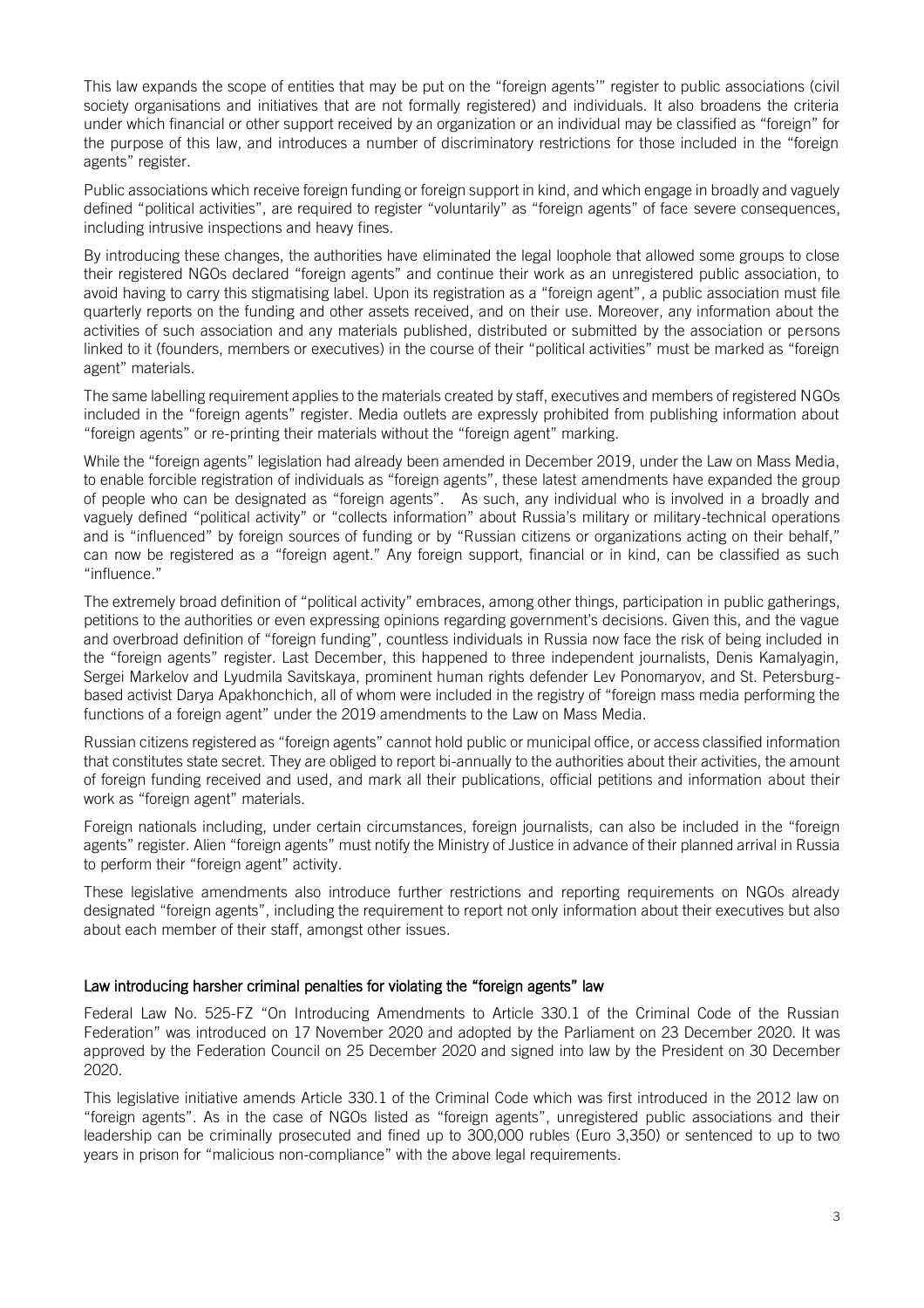This law expands the scope of entities that may be put on the "foreign agents'" register to public associations (civil society organisations and initiatives that are not formally registered) and individuals. It also broadens the criteria under which financial or other support received by an organization or an individual may be classified as "foreign" for the purpose of this law, and introduces a number of discriminatory restrictions for those included in the "foreign agents" register.

Public associations which receive foreign funding or foreign support in kind, and which engage in broadly and vaguely defined "political activities", are required to register "voluntarily" as "foreign agents" of face severe consequences, including intrusive inspections and heavy fines.

By introducing these changes, the authorities have eliminated the legal loophole that allowed some groups to close their registered NGOs declared "foreign agents" and continue their work as an unregistered public association, to avoid having to carry this stigmatising label. Upon its registration as a "foreign agent", a public association must file quarterly reports on the funding and other assets received, and on their use. Moreover, any information about the activities of such association and any materials published, distributed or submitted by the association or persons linked to it (founders, members or executives) in the course of their "political activities" must be marked as "foreign agent" materials.

The same labelling requirement applies to the materials created by staff, executives and members of registered NGOs included in the "foreign agents" register. Media outlets are expressly prohibited from publishing information about "foreign agents" or re-printing their materials without the "foreign agent" marking.

While the "foreign agents" legislation had already been amended in December 2019, under the Law on Mass Media, to enable forcible registration of individuals as "foreign agents", these latest amendments have expanded the group of people who can be designated as "foreign agents". As such, any individual who is involved in a broadly and vaguely defined "political activity" or "collects information" about Russia's military or military-technical operations and is "influenced" by foreign sources of funding or by "Russian citizens or organizations acting on their behalf," can now be registered as a "foreign agent." Any foreign support, financial or in kind, can be classified as such "influence."

The extremely broad definition of "political activity" embraces, among other things, participation in public gatherings, petitions to the authorities or even expressing opinions regarding government's decisions. Given this, and the vague and overbroad definition of "foreign funding", countless individuals in Russia now face the risk of being included in the "foreign agents" register. Last December, this happened to three independent journalists, Denis Kamalyagin, Sergei Markelov and Lyudmila Savitskaya, prominent human rights defender Lev Ponomaryov, and St. Petersburg-based activist Darya Apakhonchich, all of whom were included in the registry of "foreign mass media performing the functions of a foreign agent" under the 2019 amendments to the Law on Mass Media.

Russian citizens registered as "foreign agents" cannot hold public or municipal office, or access classified information that constitutes state secret. They are obliged to report bi-annually to the authorities about their activities, the amount of foreign funding received and used, and mark all their publications, official petitions and information about their work as "foreign agent" materials.

Foreign nationals including, under certain circumstances, foreign journalists, can also be included in the "foreign agents" register. Alien "foreign agents" must notify the Ministry of Justice in advance of their planned arrival in Russia to perform their "foreign agent" activity.

These legislative amendments also introduce further restrictions and reporting requirements on NGOs already designated "foreign agents", including the requirement to report not only information about their executives but also about each member of their staff, amongst other issues.

### Law introducing harsher criminal penalties for violating the "foreign agents" law

Federal Law No. 525-FZ "On Introducing Amendments to Article 330.1 of the Criminal Code of the Russian Federation" was introduced on 17 November 2020 and adopted by the Parliament on 23 December 2020. It was approved by the Federation Council on 25 December 2020 and signed into law by the President on 30 December 2020.

This legislative initiative amends Article 330.1 of the Criminal Code which was first introduced in the 2012 law on "foreign agents". As in the case of NGOs listed as "foreign agents", unregistered public associations and their leadership can be criminally prosecuted and fined up to 300,000 rubles (Euro 3,350) or sentenced to up to two years in prison for "malicious non-compliance" with the above legal requirements.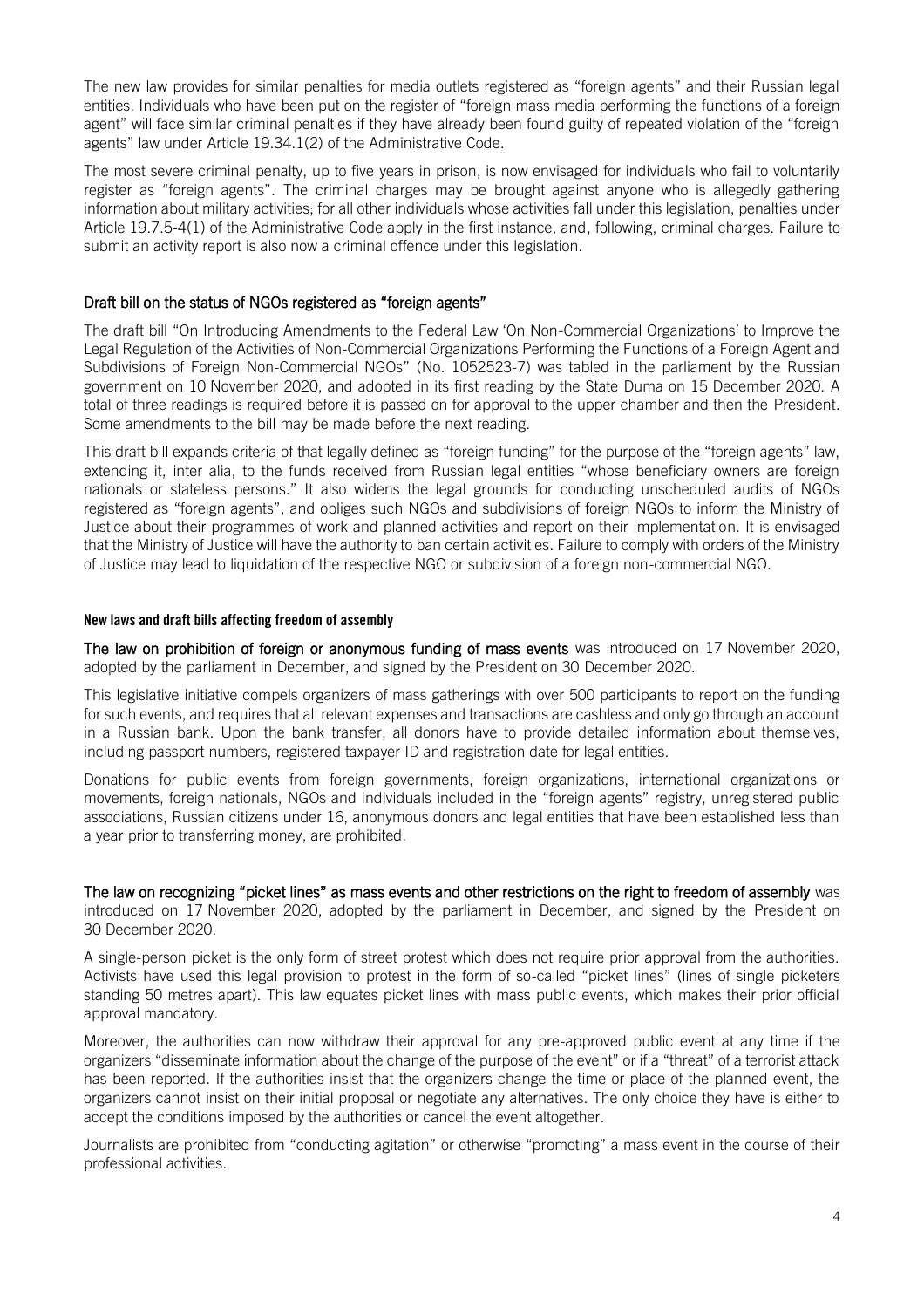The new law provides for similar penalties for media outlets registered as "foreign agents" and their Russian legal entities. Individuals who have been put on the register of "foreign mass media performing the functions of a foreign agent" will face similar criminal penalties if they have already been found guilty of repeated violation of the "foreign agents" law under Article 19.34.1(2) of the Administrative Code.

The most severe criminal penalty, up to five years in prison, is now envisaged for individuals who fail to voluntarily register as "foreign agents". The criminal charges may be brought against anyone who is allegedly gathering information about military activities; for all other individuals whose activities fall under this legislation, penalties under Article 19.7.5-4(1) of the Administrative Code apply in the first instance, and, following, criminal charges. Failure to submit an activity report is also now a criminal offence under this legislation.

### Draft bill on the status of NGOs registered as "foreign agents"

The draft bill "On Introducing Amendments to the Federal Law 'On Non-Commercial Organizations' to Improve the Legal Regulation of the Activities of Non-Commercial Organizations Performing the Functions of a Foreign Agent and Subdivisions of Foreign Non-Commercial NGOs" (No. 1052523-7) was tabled in the parliament by the Russian government on 10 November 2020, and adopted in its first reading by the State Duma on 15 December 2020. A total of three readings is required before it is passed on for approval to the upper chamber and then the President. Some amendments to the bill may be made before the next reading.

This draft bill expands criteria of that legally defined as "foreign funding" for the purpose of the "foreign agents" law, extending it, inter alia, to the funds received from Russian legal entities "whose beneficiary owners are foreign nationals or stateless persons." It also widens the legal grounds for conducting unscheduled audits of NGOs registered as "foreign agents", and obliges such NGOs and subdivisions of foreign NGOs to inform the Ministry of Justice about their programmes of work and planned activities and report on their implementation. It is envisaged that the Ministry of Justice will have the authority to ban certain activities. Failure to comply with orders of the Ministry of Justice may lead to liquidation of the respective NGO or subdivision of a foreign non-commercial NGO.

## New laws and draft bills affecting freedom of assembly

**The law on prohibition of foreign or anonymous funding of mass events** was introduced on 17 November 2020, adopted by the parliament in December, and signed by the President on 30 December 2020.

This legislative initiative compels organizers of mass gatherings with over 500 participants to report on the funding for such events, and requires that all relevant expenses and transactions are cashless and only go through an account in a Russian bank. Upon the bank transfer, all donors have to provide detailed information about themselves, including passport numbers, registered taxpayer ID and registration date for legal entities.

Donations for public events from foreign governments, foreign organizations, international organizations or movements, foreign nationals, NGOs and individuals included in the "foreign agents" registry, unregistered public associations, Russian citizens under 16, anonymous donors and legal entities that have been established less than a year prior to transferring money, are prohibited.

**The law on recognizing "picket lines" as mass events and other restrictions on the right to freedom of assembly** was introduced on 17 November 2020, adopted by the parliament in December, and signed by the President on 30 December 2020.

A single-person picket is the only form of street protest which does not require prior approval from the authorities. Activists have used this legal provision to protest in the form of so-called "picket lines" (lines of single picketers standing 50 metres apart). This law equates picket lines with mass public events, which makes their prior official approval mandatory.

Moreover, the authorities can now withdraw their approval for any pre-approved public event at any time if the organizers "disseminate information about the change of the purpose of the event" or if a "threat" of a terrorist attack has been reported. If the authorities insist that the organizers change the time or place of the planned event, the organizers cannot insist on their initial proposal or negotiate any alternatives. The only choice they have is either to accept the conditions imposed by the authorities or cancel the event altogether.

Journalists are prohibited from "conducting agitation" or otherwise "promoting" a mass event in the course of their professional activities.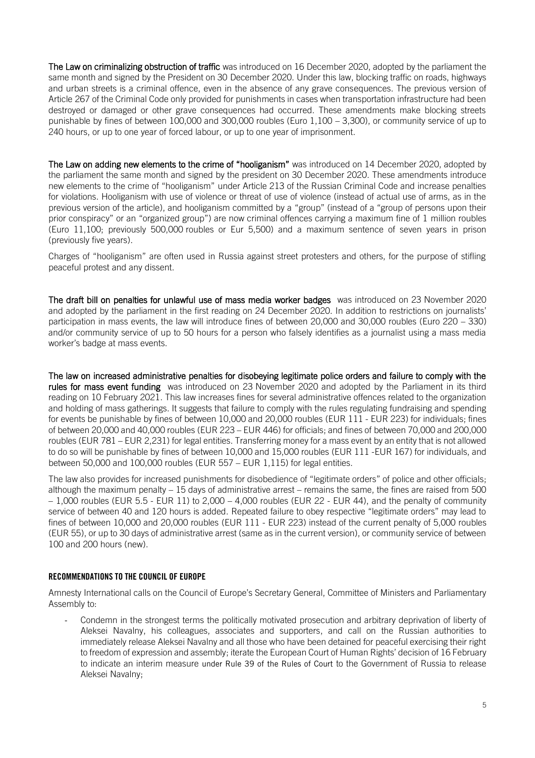**The Law on criminalizing obstruction of traffic** was introduced on 16 December 2020, adopted by the parliament the same month and signed by the President on 30 December 2020. Under this law, blocking traffic on roads, highways and urban streets is a criminal offence, even in the absence of any grave consequences. The previous version of Article 267 of the Criminal Code only provided for punishments in cases when transportation infrastructure had been destroyed or damaged or other grave consequences had occurred. These amendments make blocking streets punishable by fines of between 100,000 and 300,000 roubles (Euro 1,100 – 3,300), or community service of up to 240 hours, or up to one year of forced labour, or up to one year of imprisonment.

**The Law on adding new elements to the crime of "hooliganism"** was introduced on 14 December 2020, adopted by the parliament the same month and signed by the president on 30 December 2020. These amendments introduce new elements to the crime of "hooliganism" under Article 213 of the Russian Criminal Code and increase penalties for violations. Hooliganism with use of violence or threat of use of violence (instead of actual use of arms, as in the previous version of the article), and hooliganism committed by a "group" (instead of a "group of persons upon their prior conspiracy" or an "organized group") are now criminal offences carrying a maximum fine of 1 million roubles (Euro 11,100; previously 500,000 roubles or Eur 5,500) and a maximum sentence of seven years in prison (previously five years).

Charges of "hooliganism" are often used in Russia against street protesters and others, for the purpose of stifling peaceful protest and any dissent.

**The draft bill on penalties for unlawful use of mass media worker badges** was introduced on 23 November 2020 and adopted by the parliament in the first reading on 24 December 2020. In addition to restrictions on journalists' participation in mass events, the law will introduce fines of between 20,000 and 30,000 roubles (Euro 220 – 330) and/or community service of up to 50 hours for a person who falsely identifies as a journalist using a mass media worker's badge at mass events.

**The law on increased administrative penalties for disobeying legitimate police orders and failure to comply with the rules for mass event funding** was introduced on 23 November 2020 and adopted by the Parliament in its third reading on 10 February 2021. This law increases fines for several administrative offences related to the organization and holding of mass gatherings. It suggests that failure to comply with the rules regulating fundraising and spending for events be punishable by fines of between 10,000 and 20,000 roubles (EUR 111 - EUR 223) for individuals; fines of between 20,000 and 40,000 roubles (EUR 223 – EUR 446) for officials; and fines of between 70,000 and 200,000 roubles (EUR 781 – EUR 2,231) for legal entities. Transferring money for a mass event by an entity that is not allowed to do so will be punishable by fines of between 10,000 and 15,000 roubles (EUR 111 -EUR 167) for individuals, and between 50,000 and 100,000 roubles (EUR 557 – EUR 1,115) for legal entities.

The law also provides for increased punishments for disobedience of "legitimate orders" of police and other officials; although the maximum penalty – 15 days of administrative arrest – remains the same, the fines are raised from 500 – 1,000 roubles (EUR 5.5 - EUR 11) to 2,000 – 4,000 roubles (EUR 22 - EUR 44), and the penalty of community service of between 40 and 120 hours is added. Repeated failure to obey respective "legitimate orders" may lead to fines of between 10,000 and 20,000 roubles (EUR 111 - EUR 223) instead of the current penalty of 5,000 roubles (EUR 55), or up to 30 days of administrative arrest (same as in the current version), or community service of between 100 and 200 hours (new).

## RECOMMENDATIONS TO THE COUNCIL OF EUROPE

Amnesty International calls on the Council of Europe's Secretary General, Committee of Ministers and Parliamentary Assembly to:

- Condemn in the strongest terms the politically motivated prosecution and arbitrary deprivation of liberty of Aleksei Navalny, his colleagues, associates and supporters, and call on the Russian authorities to immediately release Aleksei Navalny and all those who have been detained for peaceful exercising their right to freedom of expression and assembly; iterate the European Court of Human Rights' decision of 16 February to indicate an interim measure under Rule 39 of the Rules of Court to the Government of Russia to release Aleksei Navalny;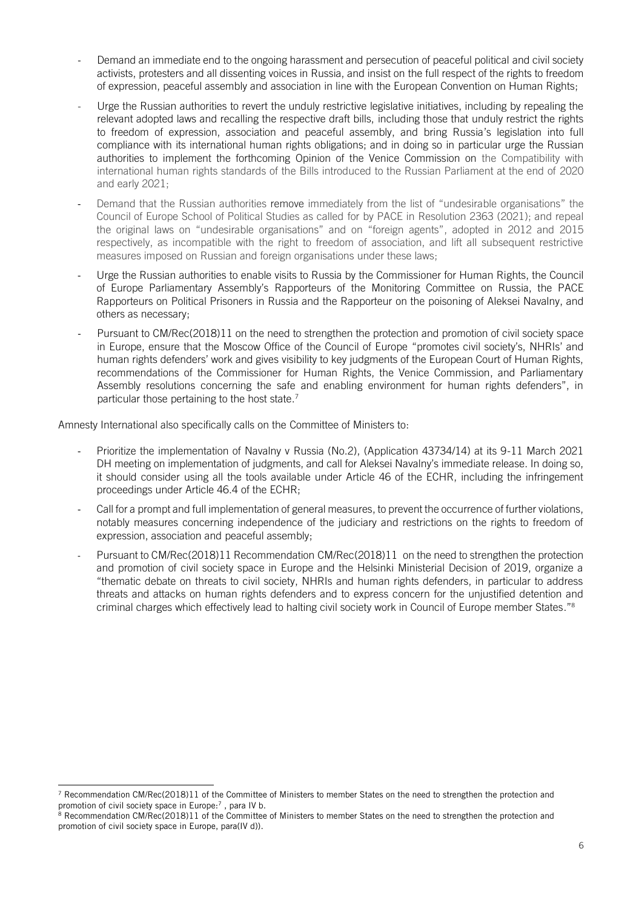- Demand an immediate end to the ongoing harassment and persecution of peaceful political and civil society activists, protesters and all dissenting voices in Russia, and insist on the full respect of the rights to freedom of expression, peaceful assembly and association in line with the European Convention on Human Rights;
- Urge the Russian authorities to revert the unduly restrictive legislative initiatives, including by repealing the relevant adopted laws and recalling the respective draft bills, including those that unduly restrict the rights to freedom of expression, association and peaceful assembly, and bring Russia's legislation into full compliance with its international human rights obligations; and in doing so in particular urge the Russian authorities to implement the forthcoming Opinion of the Venice Commission on the Compatibility with international human rights standards of the Bills introduced to the Russian Parliament at the end of 2020 and early 2021;
- Demand that the Russian authorities remove immediately from the list of "undesirable organisations" the Council of Europe School of Political Studies as called for by PACE in Resolution 2363 (2021); and repeal the original laws on "undesirable organisations" and on "foreign agents", adopted in 2012 and 2015 respectively, as incompatible with the right to freedom of association, and lift all subsequent restrictive measures imposed on Russian and foreign organisations under these laws;
- Urge the Russian authorities to enable visits to Russia by the Commissioner for Human Rights, the Council of Europe Parliamentary Assembly's Rapporteurs of the Monitoring Committee on Russia, the PACE Rapporteurs on Political Prisoners in Russia and the Rapporteur on the poisoning of Aleksei Navalny, and others as necessary;
- Pursuant to CM/Rec(2018)11 on the need to strengthen the protection and promotion of civil society space in Europe, ensure that the Moscow Office of the Council of Europe "promotes civil society's, NHRIs' and human rights defenders' work and gives visibility to key judgments of the European Court of Human Rights, recommendations of the Commissioner for Human Rights, the Venice Commission, and Parliamentary Assembly resolutions concerning the safe and enabling environment for human rights defenders", in particular those pertaining to the host state.[7]

Amnesty International also specifically calls on the Committee of Ministers to:

- Prioritize the implementation of Navalny v Russia (No.2), (Application 43734/14) at its 9-11 March 2021 DH meeting on implementation of judgments, and call for Aleksei Navalny's immediate release. In doing so, it should consider using all the tools available under Article 46 of the ECHR, including the infringement proceedings under Article 46.4 of the ECHR;
- Call for a prompt and full implementation of general measures, to prevent the occurrence of further violations, notably measures concerning independence of the judiciary and restrictions on the rights to freedom of expression, association and peaceful assembly;
- Pursuant to CM/Rec(2018)11 Recommendation CM/Rec(2018)11 on the need to strengthen the protection and promotion of civil society space in Europe and the Helsinki Ministerial Decision of 2019, organize a "thematic debate on threats to civil society, NHRIs and human rights defenders, in particular to address threats and attacks on human rights defenders and to express concern for the unjustified detention and criminal charges which effectively lead to halting civil society work in Council of Europe member States."[8]

---

[7] Recommendation CM/Rec(2018)11 of the Committee of Ministers to member States on the need to strengthen the protection and promotion of civil society space in Europe:[7] , para IV b.

[8] Recommendation CM/Rec(2018)11 of the Committee of Ministers to member States on the need to strengthen the protection and promotion of civil society space in Europe, para(IV d)).